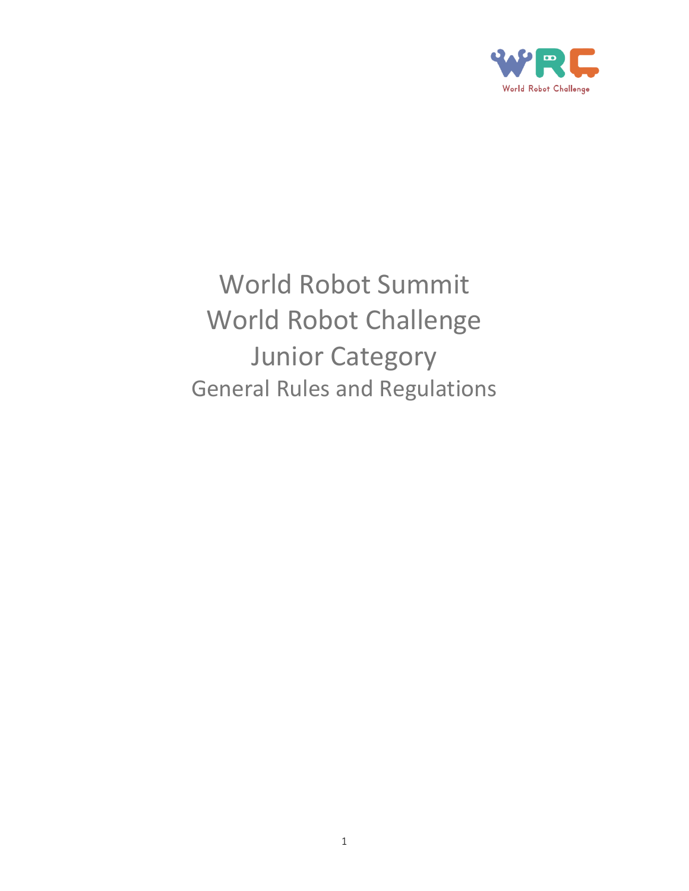# World Robot Summit
# World Robot Challenge
# Junior Category
## General Rules and Regulations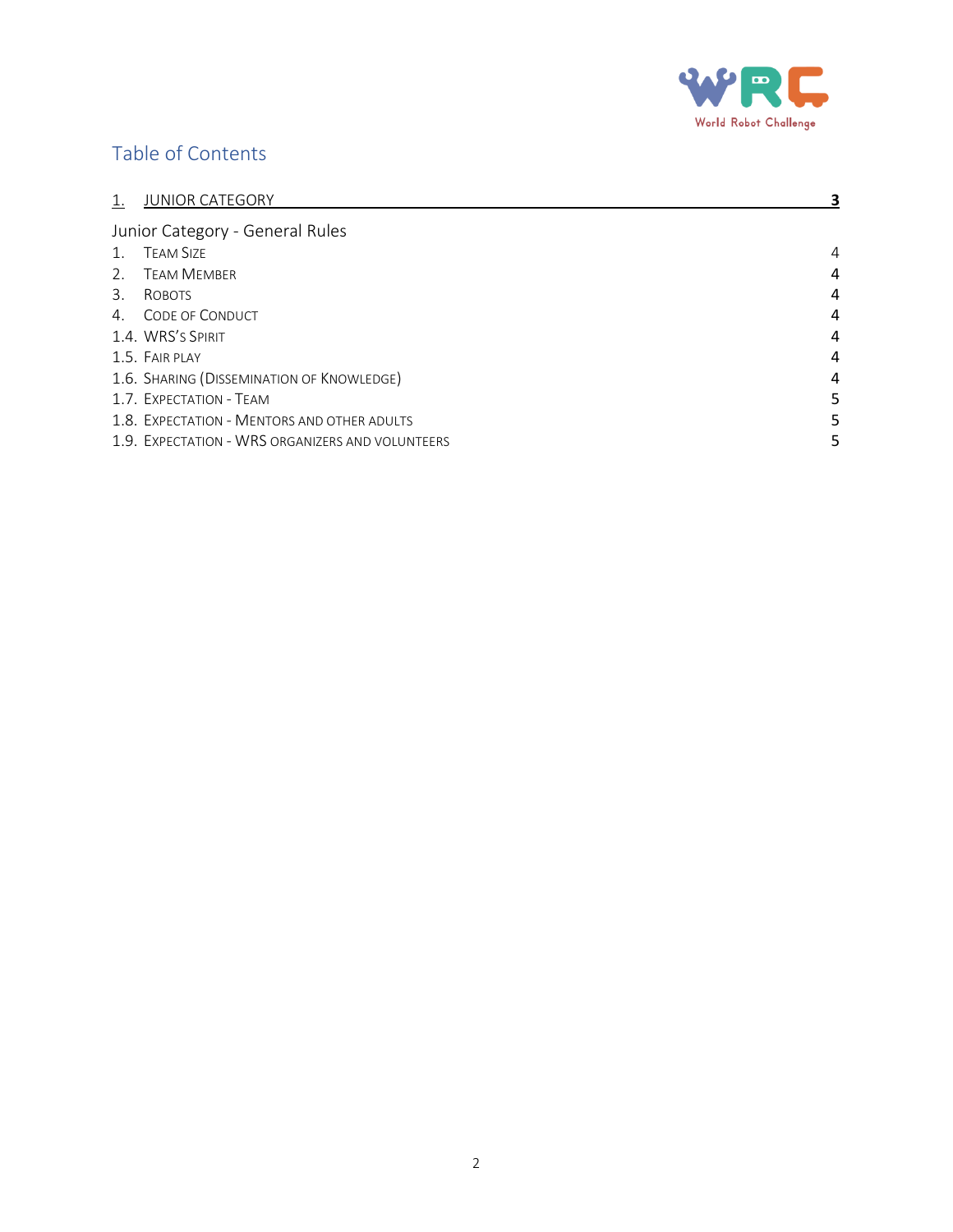# Table of Contents

| | |
|---|---|
| **1. JUNIOR CATEGORY** | **3** |
| Junior Category - General Rules | |
| 1. TEAM SIZE | 4 |
| 2. TEAM MEMBER | 4 |
| 3. ROBOTS | 4 |
| 4. CODE OF CONDUCT | 4 |
| 1.4. WRS'S SPIRIT | 4 |
| 1.5. FAIR PLAY | 4 |
| 1.6. SHARING (DISSEMINATION OF KNOWLEDGE) | 4 |
| 1.7. EXPECTATION - TEAM | 5 |
| 1.8. EXPECTATION - MENTORS AND OTHER ADULTS | 5 |
| 1.9. EXPECTATION - WRS ORGANIZERS AND VOLUNTEERS | 5 |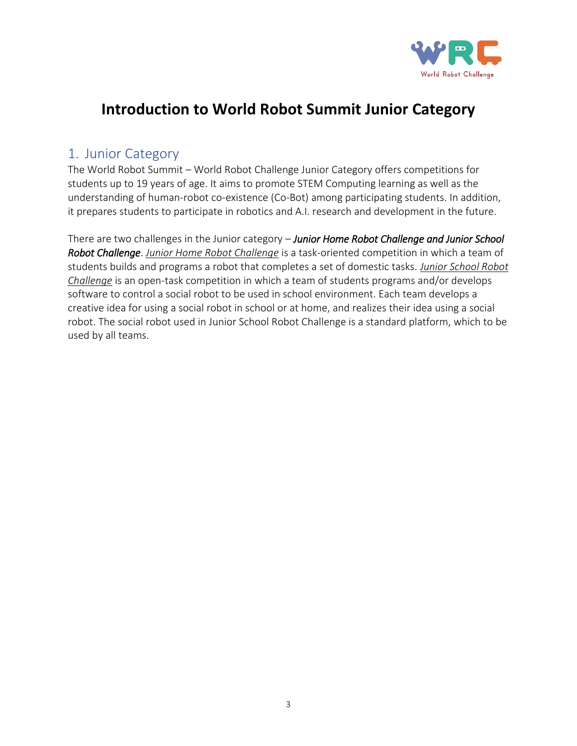# Introduction to World Robot Summit Junior Category

## 1. Junior Category

The World Robot Summit – World Robot Challenge Junior Category offers competitions for students up to 19 years of age. It aims to promote STEM Computing learning as well as the understanding of human-robot co-existence (Co-Bot) among participating students. In addition, it prepares students to participate in robotics and A.I. research and development in the future.

There are two challenges in the Junior category – ***Junior Home Robot Challenge and Junior School Robot Challenge***. *Junior Home Robot Challenge* is a task-oriented competition in which a team of students builds and programs a robot that completes a set of domestic tasks. *Junior School Robot Challenge* is an open-task competition in which a team of students programs and/or develops software to control a social robot to be used in school environment. Each team develops a creative idea for using a social robot in school or at home, and realizes their idea using a social robot. The social robot used in Junior School Robot Challenge is a standard platform, which to be used by all teams.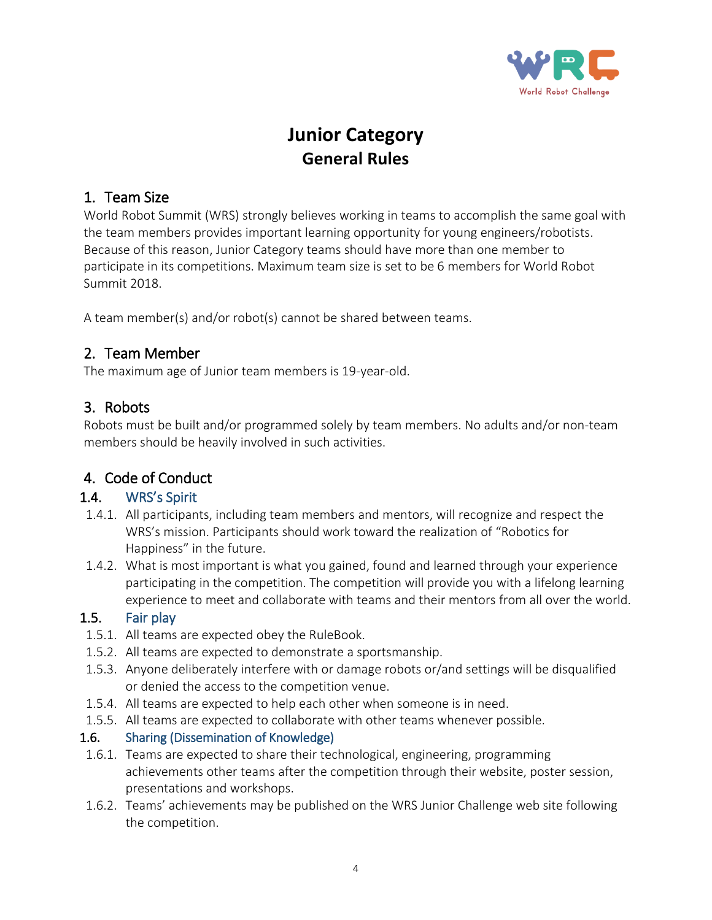# Junior Category
## General Rules

## 1. Team Size

World Robot Summit (WRS) strongly believes working in teams to accomplish the same goal with the team members provides important learning opportunity for young engineers/robotists. Because of this reason, Junior Category teams should have more than one member to participate in its competitions. Maximum team size is set to be 6 members for World Robot Summit 2018.

A team member(s) and/or robot(s) cannot be shared between teams.

## 2. Team Member

The maximum age of Junior team members is 19-year-old.

## 3. Robots

Robots must be built and/or programmed solely by team members. No adults and/or non-team members should be heavily involved in such activities.

## 4. Code of Conduct

### 1.4. WRS's Spirit

1.4.1. All participants, including team members and mentors, will recognize and respect the WRS's mission. Participants should work toward the realization of "Robotics for Happiness" in the future.

1.4.2. What is most important is what you gained, found and learned through your experience participating in the competition. The competition will provide you with a lifelong learning experience to meet and collaborate with teams and their mentors from all over the world.

### 1.5. Fair play

1.5.1. All teams are expected obey the RuleBook.

1.5.2. All teams are expected to demonstrate a sportsmanship.

1.5.3. Anyone deliberately interfere with or damage robots or/and settings will be disqualified or denied the access to the competition venue.

1.5.4. All teams are expected to help each other when someone is in need.

1.5.5. All teams are expected to collaborate with other teams whenever possible.

### 1.6. Sharing (Dissemination of Knowledge)

1.6.1. Teams are expected to share their technological, engineering, programming achievements other teams after the competition through their website, poster session, presentations and workshops.

1.6.2. Teams' achievements may be published on the WRS Junior Challenge web site following the competition.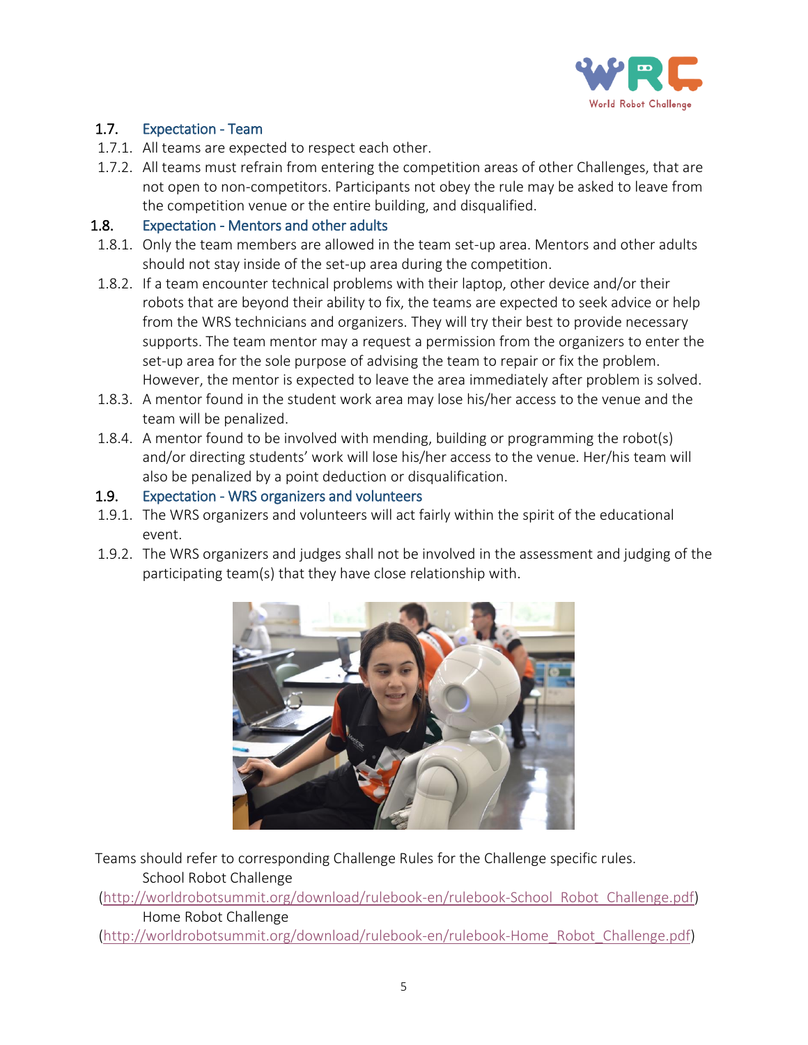## 1.7. Expectation - Team

1.7.1. All teams are expected to respect each other.

1.7.2. All teams must refrain from entering the competition areas of other Challenges, that are not open to non-competitors. Participants not obey the rule may be asked to leave from the competition venue or the entire building, and disqualified.

## 1.8. Expectation - Mentors and other adults

1.8.1. Only the team members are allowed in the team set-up area. Mentors and other adults should not stay inside of the set-up area during the competition.

1.8.2. If a team encounter technical problems with their laptop, other device and/or their robots that are beyond their ability to fix, the teams are expected to seek advice or help from the WRS technicians and organizers. They will try their best to provide necessary supports. The team mentor may a request a permission from the organizers to enter the set-up area for the sole purpose of advising the team to repair or fix the problem. However, the mentor is expected to leave the area immediately after problem is solved.

1.8.3. A mentor found in the student work area may lose his/her access to the venue and the team will be penalized.

1.8.4. A mentor found to be involved with mending, building or programming the robot(s) and/or directing students' work will lose his/her access to the venue. Her/his team will also be penalized by a point deduction or disqualification.

## 1.9. Expectation - WRS organizers and volunteers

1.9.1. The WRS organizers and volunteers will act fairly within the spirit of the educational event.

1.9.2. The WRS organizers and judges shall not be involved in the assessment and judging of the participating team(s) that they have close relationship with.

Teams should refer to corresponding Challenge Rules for the Challenge specific rules.

School Robot Challenge
(http://worldrobotsummit.org/download/rulebook-en/rulebook-School_Robot_Challenge.pdf)

Home Robot Challenge
(http://worldrobotsummit.org/download/rulebook-en/rulebook-Home_Robot_Challenge.pdf)